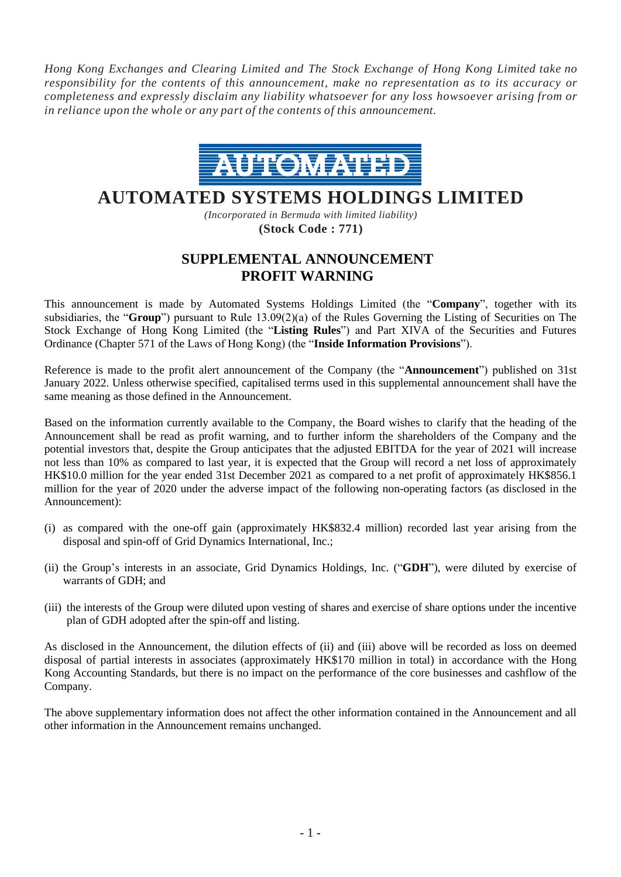*Hong Kong Exchanges and Clearing Limited and The Stock Exchange of Hong Kong Limited take no responsibility for the contents of this announcement, make no representation as to its accuracy or completeness and expressly disclaim any liability whatsoever for any loss howsoever arising from or in reliance upon the whole or any part of the contents of this announcement.*

AUTOMATED

# AUTOMATED SYSTEMS HOLDINGS LIMITED

*(Incorporated in Bermuda with limited liability)*

**(Stock Code : 771)**

## SUPPLEMENTAL ANNOUNCEMENT PROFIT WARNING

This announcement is made by Automated Systems Holdings Limited (the "**Company**", together with its subsidiaries, the "**Group**") pursuant to Rule 13.09(2)(a) of the Rules Governing the Listing of Securities on The Stock Exchange of Hong Kong Limited (the "**Listing Rules**") and Part XIVA of the Securities and Futures Ordinance (Chapter 571 of the Laws of Hong Kong) (the "**Inside Information Provisions**").

Reference is made to the profit alert announcement of the Company (the "**Announcement**") published on 31st January 2022. Unless otherwise specified, capitalised terms used in this supplemental announcement shall have the same meaning as those defined in the Announcement.

Based on the information currently available to the Company, the Board wishes to clarify that the heading of the Announcement shall be read as profit warning, and to further inform the shareholders of the Company and the potential investors that, despite the Group anticipates that the adjusted EBITDA for the year of 2021 will increase not less than 10% as compared to last year, it is expected that the Group will record a net loss of approximately HK$10.0 million for the year ended 31st December 2021 as compared to a net profit of approximately HK$856.1 million for the year of 2020 under the adverse impact of the following non-operating factors (as disclosed in the Announcement):

(i) as compared with the one-off gain (approximately HK$832.4 million) recorded last year arising from the disposal and spin-off of Grid Dynamics International, Inc.;

(ii) the Group's interests in an associate, Grid Dynamics Holdings, Inc. ("**GDH**"), were diluted by exercise of warrants of GDH; and

(iii) the interests of the Group were diluted upon vesting of shares and exercise of share options under the incentive plan of GDH adopted after the spin-off and listing.

As disclosed in the Announcement, the dilution effects of (ii) and (iii) above will be recorded as loss on deemed disposal of partial interests in associates (approximately HK$170 million in total) in accordance with the Hong Kong Accounting Standards, but there is no impact on the performance of the core businesses and cashflow of the Company.

The above supplementary information does not affect the other information contained in the Announcement and all other information in the Announcement remains unchanged.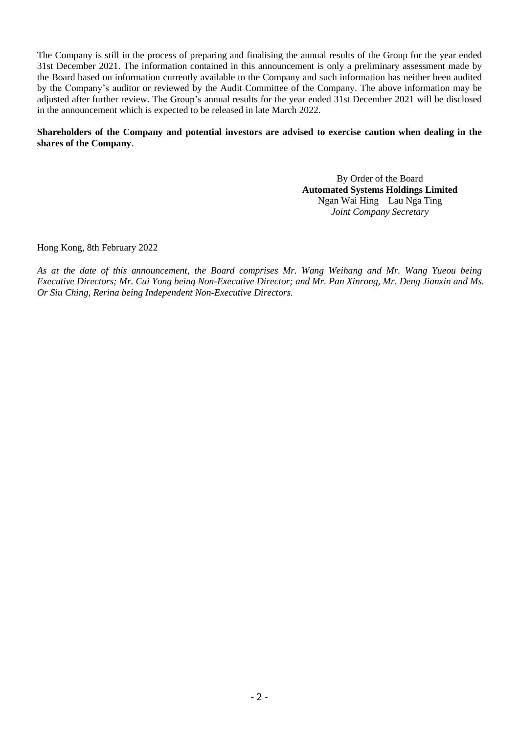The Company is still in the process of preparing and finalising the annual results of the Group for the year ended 31st December 2021. The information contained in this announcement is only a preliminary assessment made by the Board based on information currently available to the Company and such information has neither been audited by the Company's auditor or reviewed by the Audit Committee of the Company. The above information may be adjusted after further review. The Group's annual results for the year ended 31st December 2021 will be disclosed in the announcement which is expected to be released in late March 2022.

**Shareholders of the Company and potential investors are advised to exercise caution when dealing in the shares of the Company**.

By Order of the Board
**Automated Systems Holdings Limited**
Ngan Wai Hing    Lau Nga Ting
*Joint Company Secretary*

Hong Kong, 8th February 2022

*As at the date of this announcement, the Board comprises Mr. Wang Weihang and Mr. Wang Yueou being Executive Directors; Mr. Cui Yong being Non-Executive Director; and Mr. Pan Xinrong, Mr. Deng Jianxin and Ms. Or Siu Ching, Rerina being Independent Non-Executive Directors.*